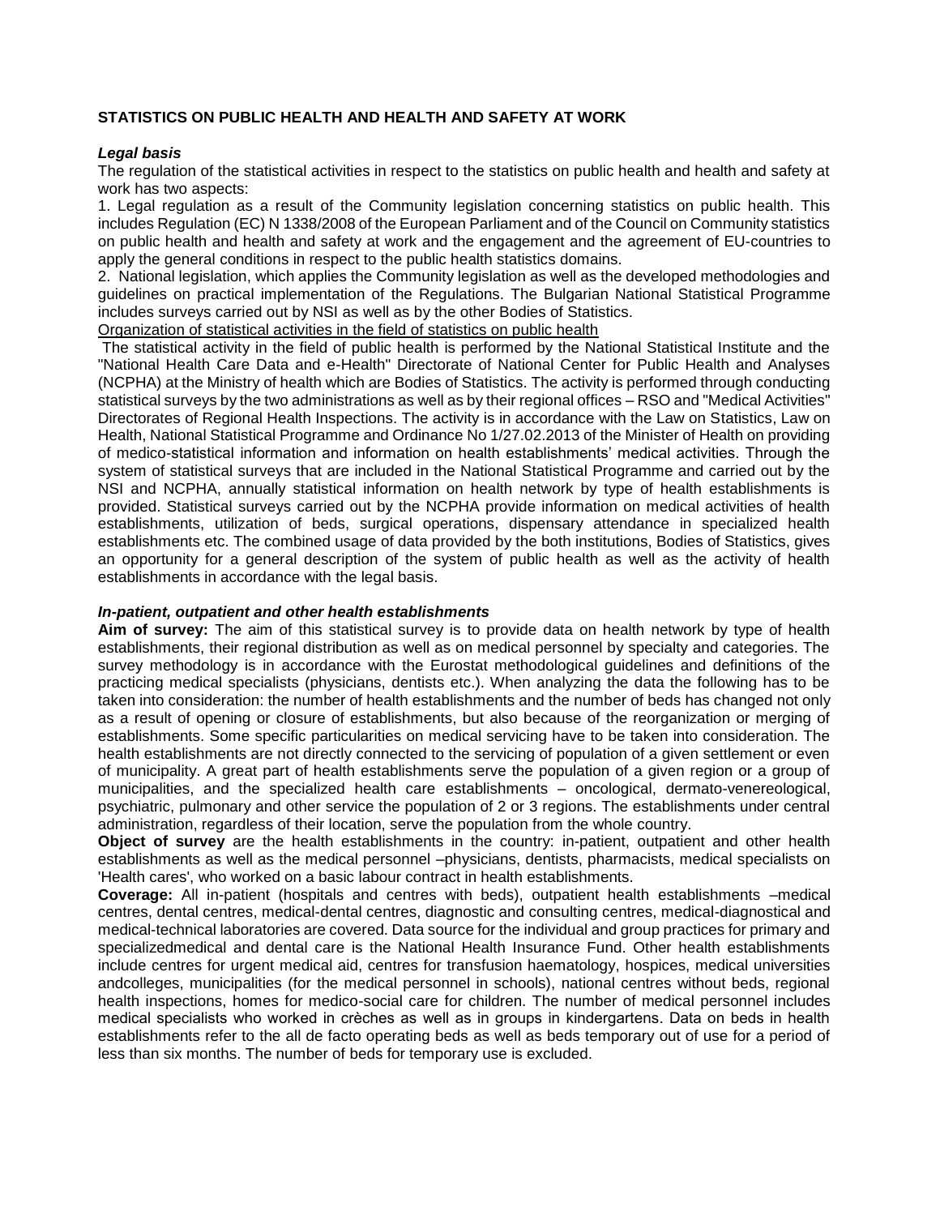**STATISTICS ON PUBLIC HEALTH AND HEALTH AND SAFETY AT WORK**

***Legal basis***

The regulation of the statistical activities in respect to the statistics on public health and health and safety at work has two aspects:

1. Legal regulation as a result of the Community legislation concerning statistics on public health. This includes Regulation (EC) N 1338/2008 of the European Parliament and of the Council on Community statistics on public health and health and safety at work and the engagement and the agreement of EU-countries to apply the general conditions in respect to the public health statistics domains.
2. National legislation, which applies the Community legislation as well as the developed methodologies and guidelines on practical implementation of the Regulations. The Bulgarian National Statistical Programme includes surveys carried out by NSI as well as by the other Bodies of Statistics.

Organization of statistical activities in the field of statistics on public health

The statistical activity in the field of public health is performed by the National Statistical Institute and the "National Health Care Data and e-Health" Directorate of National Center for Public Health and Analyses (NCPHA) at the Ministry of health which are Bodies of Statistics. The activity is performed through conducting statistical surveys by the two administrations as well as by their regional offices – RSO and "Medical Activities" Directorates of Regional Health Inspections. The activity is in accordance with the Law on Statistics, Law on Health, National Statistical Programme and Ordinance No 1/27.02.2013 of the Minister of Health on providing of medico-statistical information and information on health establishments' medical activities. Through the system of statistical surveys that are included in the National Statistical Programme and carried out by the NSI and NCPHA, annually statistical information on health network by type of health establishments is provided. Statistical surveys carried out by the NCPHA provide information on medical activities of health establishments, utilization of beds, surgical operations, dispensary attendance in specialized health establishments etc. The combined usage of data provided by the both institutions, Bodies of Statistics, gives an opportunity for a general description of the system of public health as well as the activity of health establishments in accordance with the legal basis.

***In-patient, outpatient and other health establishments***

**Aim of survey:** The aim of this statistical survey is to provide data on health network by type of health establishments, their regional distribution as well as on medical personnel by specialty and categories. The survey methodology is in accordance with the Eurostat methodological guidelines and definitions of the practicing medical specialists (physicians, dentists etc.). When analyzing the data the following has to be taken into consideration: the number of health establishments and the number of beds has changed not only as a result of opening or closure of establishments, but also because of the reorganization or merging of establishments. Some specific particularities on medical servicing have to be taken into consideration. The health establishments are not directly connected to the servicing of population of a given settlement or even of municipality. A great part of health establishments serve the population of a given region or a group of municipalities, and the specialized health care establishments – oncological, dermato-venereological, psychiatric, pulmonary and other service the population of 2 or 3 regions. The establishments under central administration, regardless of their location, serve the population from the whole country.

**Object of survey** are the health establishments in the country: in-patient, outpatient and other health establishments as well as the medical personnel –physicians, dentists, pharmacists, medical specialists on 'Health cares', who worked on a basic labour contract in health establishments.

**Coverage:** All in-patient (hospitals and centres with beds), outpatient health establishments –medical centres, dental centres, medical-dental centres, diagnostic and consulting centres, medical-diagnostical and medical-technical laboratories are covered. Data source for the individual and group practices for primary and specializedmedical and dental care is the National Health Insurance Fund. Other health establishments include centres for urgent medical aid, centres for transfusion haematology, hospices, medical universities andcolleges, municipalities (for the medical personnel in schools), national centres without beds, regional health inspections, homes for medico-social care for children. The number of medical personnel includes medical specialists who worked in crèches as well as in groups in kindergartens. Data on beds in health establishments refer to the all de facto operating beds as well as beds temporary out of use for a period of less than six months. The number of beds for temporary use is excluded.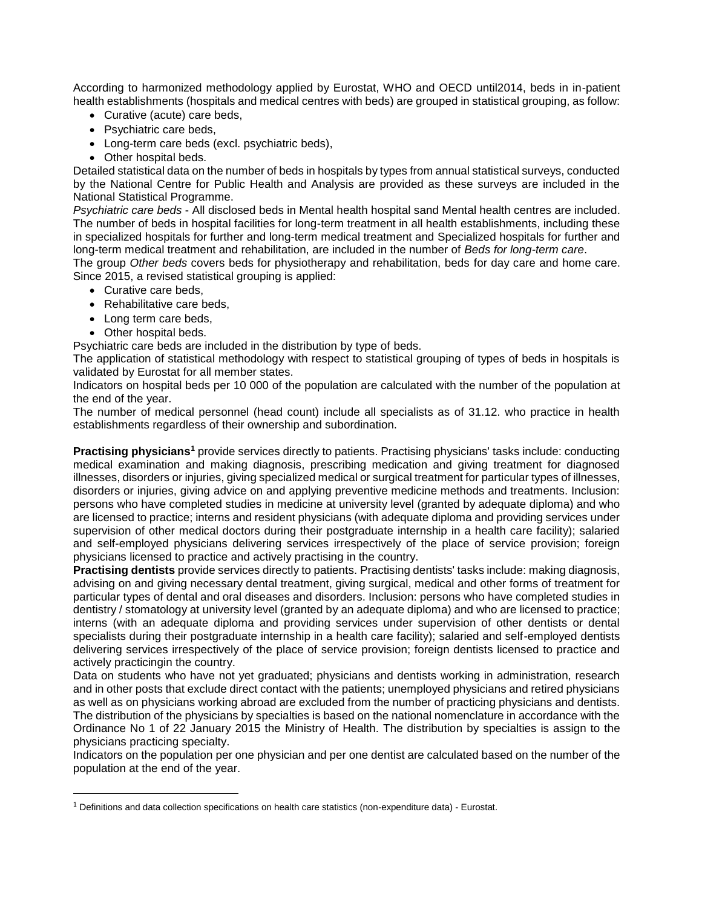According to harmonized methodology applied by Eurostat, WHO and OECD until2014, beds in in-patient health establishments (hospitals and medical centres with beds) are grouped in statistical grouping, as follow:

- Curative (acute) care beds,
- Psychiatric care beds,
- Long-term care beds (excl. psychiatric beds),
- Other hospital beds.

Detailed statistical data on the number of beds in hospitals by types from annual statistical surveys, conducted by the National Centre for Public Health and Analysis are provided as these surveys are included in the National Statistical Programme.

*Psychiatric care beds* - All disclosed beds in Mental health hospital sand Mental health centres are included. The number of beds in hospital facilities for long-term treatment in all health establishments, including these in specialized hospitals for further and long-term medical treatment and Specialized hospitals for further and long-term medical treatment and rehabilitation, are included in the number of *Beds for long-term care*.

The group *Other beds* covers beds for physiotherapy and rehabilitation, beds for day care and home care. Since 2015, a revised statistical grouping is applied:

- Curative care beds,
- Rehabilitative care beds,
- Long term care beds,
- Other hospital beds.

Psychiatric care beds are included in the distribution by type of beds.

The application of statistical methodology with respect to statistical grouping of types of beds in hospitals is validated by Eurostat for all member states.

Indicators on hospital beds per 10 000 of the population are calculated with the number of the population at the end of the year.

The number of medical personnel (head count) include all specialists as of 31.12. who practice in health establishments regardless of their ownership and subordination.

**Practising physicians**[1] provide services directly to patients. Practising physicians' tasks include: conducting medical examination and making diagnosis, prescribing medication and giving treatment for diagnosed illnesses, disorders or injuries, giving specialized medical or surgical treatment for particular types of illnesses, disorders or injuries, giving advice on and applying preventive medicine methods and treatments. Inclusion: persons who have completed studies in medicine at university level (granted by adequate diploma) and who are licensed to practice; interns and resident physicians (with adequate diploma and providing services under supervision of other medical doctors during their postgraduate internship in a health care facility); salaried and self-employed physicians delivering services irrespectively of the place of service provision; foreign physicians licensed to practice and actively practising in the country.

**Practising dentists** provide services directly to patients. Practising dentists' tasks include: making diagnosis, advising on and giving necessary dental treatment, giving surgical, medical and other forms of treatment for particular types of dental and oral diseases and disorders. Inclusion: persons who have completed studies in dentistry / stomatology at university level (granted by an adequate diploma) and who are licensed to practice; interns (with an adequate diploma and providing services under supervision of other dentists or dental specialists during their postgraduate internship in a health care facility); salaried and self-employed dentists delivering services irrespectively of the place of service provision; foreign dentists licensed to practice and actively practicingin the country.

Data on students who have not yet graduated; physicians and dentists working in administration, research and in other posts that exclude direct contact with the patients; unemployed physicians and retired physicians as well as on physicians working abroad are excluded from the number of practicing physicians and dentists.

The distribution of the physicians by specialties is based on the national nomenclature in accordance with the Ordinance No 1 of 22 January 2015 the Ministry of Health. The distribution by specialties is assign to the physicians practicing specialty.

Indicators on the population per one physician and per one dentist are calculated based on the number of the population at the end of the year.

---

[1] Definitions and data collection specifications on health care statistics (non-expenditure data) - Eurostat.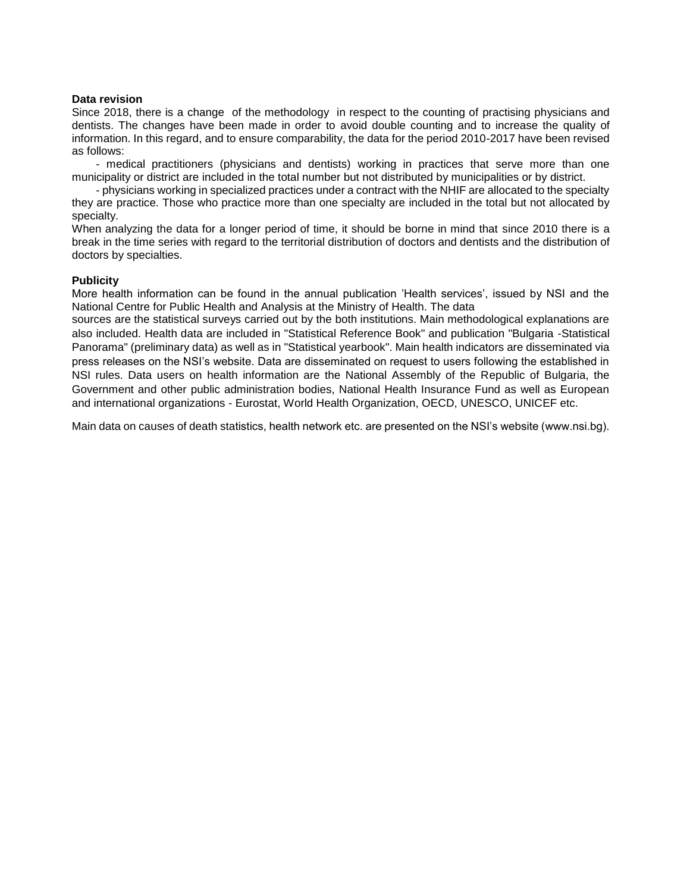**Data revision**

Since 2018, there is a change of the methodology in respect to the counting of practising physicians and dentists. The changes have been made in order to avoid double counting and to increase the quality of information. In this regard, and to ensure comparability, the data for the period 2010-2017 have been revised as follows:

- medical practitioners (physicians and dentists) working in practices that serve more than one municipality or district are included in the total number but not distributed by municipalities or by district.
- physicians working in specialized practices under a contract with the NHIF are allocated to the specialty they are practice. Those who practice more than one specialty are included in the total but not allocated by specialty.

When analyzing the data for a longer period of time, it should be borne in mind that since 2010 there is a break in the time series with regard to the territorial distribution of doctors and dentists and the distribution of doctors by specialties.

**Publicity**

More health information can be found in the annual publication 'Health services', issued by NSI and the National Centre for Public Health and Analysis at the Ministry of Health. The data sources are the statistical surveys carried out by the both institutions. Main methodological explanations are also included. Health data are included in "Statistical Reference Book" and publication "Bulgaria -Statistical Panorama" (preliminary data) as well as in "Statistical yearbook". Main health indicators are disseminated via press releases on the NSI's website. Data are disseminated on request to users following the established in NSI rules. Data users on health information are the National Assembly of the Republic of Bulgaria, the Government and other public administration bodies, National Health Insurance Fund as well as European and international organizations - Eurostat, World Health Organization, OECD, UNESCO, UNICEF etc.

Main data on causes of death statistics, health network etc. are presented on the NSI's website (www.nsi.bg).